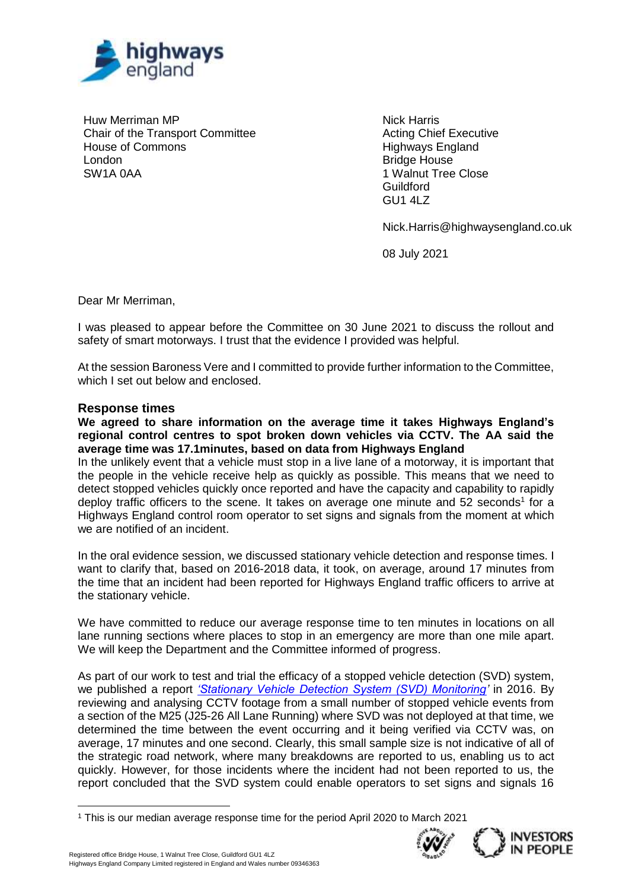Huw Merriman MP
Chair of the Transport Committee
House of Commons
London
SW1A 0AA

Nick Harris
Acting Chief Executive
Highways England
Bridge House
1 Walnut Tree Close
Guildford
GU1 4LZ

Nick.Harris@highwaysengland.co.uk

08 July 2021

Dear Mr Merriman,

I was pleased to appear before the Committee on 30 June 2021 to discuss the rollout and safety of smart motorways. I trust that the evidence I provided was helpful.

At the session Baroness Vere and I committed to provide further information to the Committee, which I set out below and enclosed.

## Response times

**We agreed to share information on the average time it takes Highways England's regional control centres to spot broken down vehicles via CCTV. The AA said the average time was 17.1minutes, based on data from Highways England**

In the unlikely event that a vehicle must stop in a live lane of a motorway, it is important that the people in the vehicle receive help as quickly as possible. This means that we need to detect stopped vehicles quickly once reported and have the capacity and capability to rapidly deploy traffic officers to the scene. It takes on average one minute and 52 seconds[1] for a Highways England control room operator to set signs and signals from the moment at which we are notified of an incident.

In the oral evidence session, we discussed stationary vehicle detection and response times. I want to clarify that, based on 2016-2018 data, it took, on average, around 17 minutes from the time that an incident had been reported for Highways England traffic officers to arrive at the stationary vehicle.

We have committed to reduce our average response time to ten minutes in locations on all lane running sections where places to stop in an emergency are more than one mile apart. We will keep the Department and the Committee informed of progress.

As part of our work to test and trial the efficacy of a stopped vehicle detection (SVD) system, we published a report *'Stationary Vehicle Detection System (SVD) Monitoring'* in 2016. By reviewing and analysing CCTV footage from a small number of stopped vehicle events from a section of the M25 (J25-26 All Lane Running) where SVD was not deployed at that time, we determined the time between the event occurring and it being verified via CCTV was, on average, 17 minutes and one second. Clearly, this small sample size is not indicative of all of the strategic road network, where many breakdowns are reported to us, enabling us to act quickly. However, for those incidents where the incident had not been reported to us, the report concluded that the SVD system could enable operators to set signs and signals 16

[1] This is our median average response time for the period April 2020 to March 2021

Registered office Bridge House, 1 Walnut Tree Close, Guildford GU1 4LZ
Highways England Company Limited registered in England and Wales number 09346363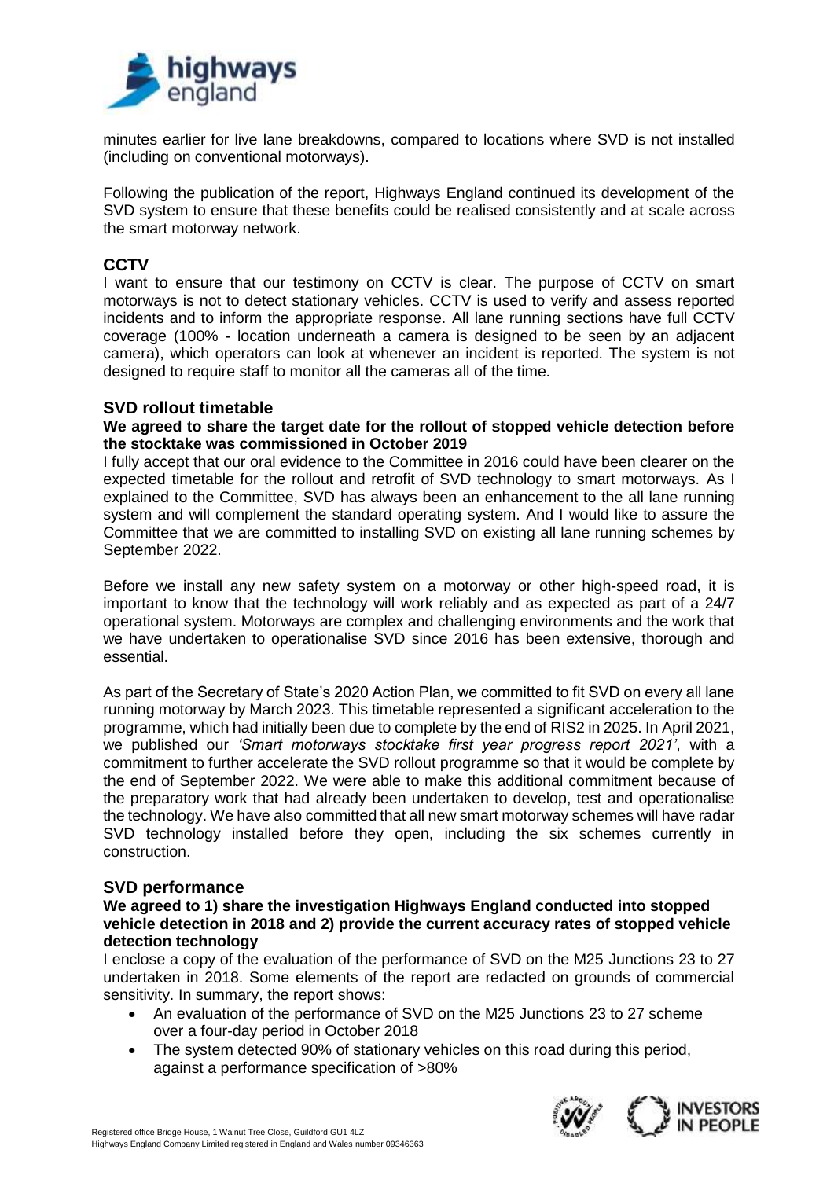minutes earlier for live lane breakdowns, compared to locations where SVD is not installed (including on conventional motorways).

Following the publication of the report, Highways England continued its development of the SVD system to ensure that these benefits could be realised consistently and at scale across the smart motorway network.

## CCTV

I want to ensure that our testimony on CCTV is clear. The purpose of CCTV on smart motorways is not to detect stationary vehicles. CCTV is used to verify and assess reported incidents and to inform the appropriate response. All lane running sections have full CCTV coverage (100% - location underneath a camera is designed to be seen by an adjacent camera), which operators can look at whenever an incident is reported. The system is not designed to require staff to monitor all the cameras all of the time.

## SVD rollout timetable

**We agreed to share the target date for the rollout of stopped vehicle detection before the stocktake was commissioned in October 2019**

I fully accept that our oral evidence to the Committee in 2016 could have been clearer on the expected timetable for the rollout and retrofit of SVD technology to smart motorways. As I explained to the Committee, SVD has always been an enhancement to the all lane running system and will complement the standard operating system. And I would like to assure the Committee that we are committed to installing SVD on existing all lane running schemes by September 2022.

Before we install any new safety system on a motorway or other high-speed road, it is important to know that the technology will work reliably and as expected as part of a 24/7 operational system. Motorways are complex and challenging environments and the work that we have undertaken to operationalise SVD since 2016 has been extensive, thorough and essential.

As part of the Secretary of State's 2020 Action Plan, we committed to fit SVD on every all lane running motorway by March 2023. This timetable represented a significant acceleration to the programme, which had initially been due to complete by the end of RIS2 in 2025. In April 2021, we published our *'Smart motorways stocktake first year progress report 2021'*, with a commitment to further accelerate the SVD rollout programme so that it would be complete by the end of September 2022. We were able to make this additional commitment because of the preparatory work that had already been undertaken to develop, test and operationalise the technology. We have also committed that all new smart motorway schemes will have radar SVD technology installed before they open, including the six schemes currently in construction.

## SVD performance

**We agreed to 1) share the investigation Highways England conducted into stopped vehicle detection in 2018 and 2) provide the current accuracy rates of stopped vehicle detection technology**

I enclose a copy of the evaluation of the performance of SVD on the M25 Junctions 23 to 27 undertaken in 2018. Some elements of the report are redacted on grounds of commercial sensitivity. In summary, the report shows:

- An evaluation of the performance of SVD on the M25 Junctions 23 to 27 scheme over a four-day period in October 2018
- The system detected 90% of stationary vehicles on this road during this period, against a performance specification of >80%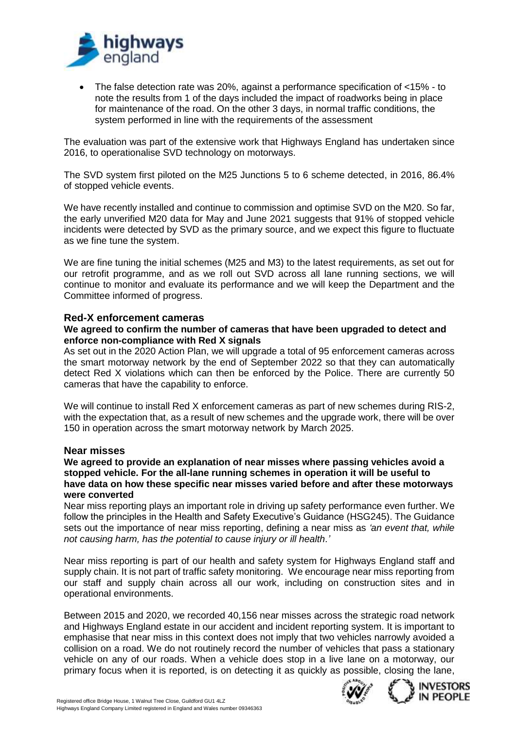- The false detection rate was 20%, against a performance specification of <15% - to note the results from 1 of the days included the impact of roadworks being in place for maintenance of the road. On the other 3 days, in normal traffic conditions, the system performed in line with the requirements of the assessment

The evaluation was part of the extensive work that Highways England has undertaken since 2016, to operationalise SVD technology on motorways.

The SVD system first piloted on the M25 Junctions 5 to 6 scheme detected, in 2016, 86.4% of stopped vehicle events.

We have recently installed and continue to commission and optimise SVD on the M20. So far, the early unverified M20 data for May and June 2021 suggests that 91% of stopped vehicle incidents were detected by SVD as the primary source, and we expect this figure to fluctuate as we fine tune the system.

We are fine tuning the initial schemes (M25 and M3) to the latest requirements, as set out for our retrofit programme, and as we roll out SVD across all lane running sections, we will continue to monitor and evaluate its performance and we will keep the Department and the Committee informed of progress.

## Red-X enforcement cameras

**We agreed to confirm the number of cameras that have been upgraded to detect and enforce non-compliance with Red X signals**

As set out in the 2020 Action Plan, we will upgrade a total of 95 enforcement cameras across the smart motorway network by the end of September 2022 so that they can automatically detect Red X violations which can then be enforced by the Police. There are currently 50 cameras that have the capability to enforce.

We will continue to install Red X enforcement cameras as part of new schemes during RIS-2, with the expectation that, as a result of new schemes and the upgrade work, there will be over 150 in operation across the smart motorway network by March 2025.

## Near misses

**We agreed to provide an explanation of near misses where passing vehicles avoid a stopped vehicle. For the all-lane running schemes in operation it will be useful to have data on how these specific near misses varied before and after these motorways were converted**

Near miss reporting plays an important role in driving up safety performance even further. We follow the principles in the Health and Safety Executive's Guidance (HSG245). The Guidance sets out the importance of near miss reporting, defining a near miss as *'an event that, while not causing harm, has the potential to cause injury or ill health.'*

Near miss reporting is part of our health and safety system for Highways England staff and supply chain. It is not part of traffic safety monitoring. We encourage near miss reporting from our staff and supply chain across all our work, including on construction sites and in operational environments.

Between 2015 and 2020, we recorded 40,156 near misses across the strategic road network and Highways England estate in our accident and incident reporting system. It is important to emphasise that near miss in this context does not imply that two vehicles narrowly avoided a collision on a road. We do not routinely record the number of vehicles that pass a stationary vehicle on any of our roads. When a vehicle does stop in a live lane on a motorway, our primary focus when it is reported, is on detecting it as quickly as possible, closing the lane,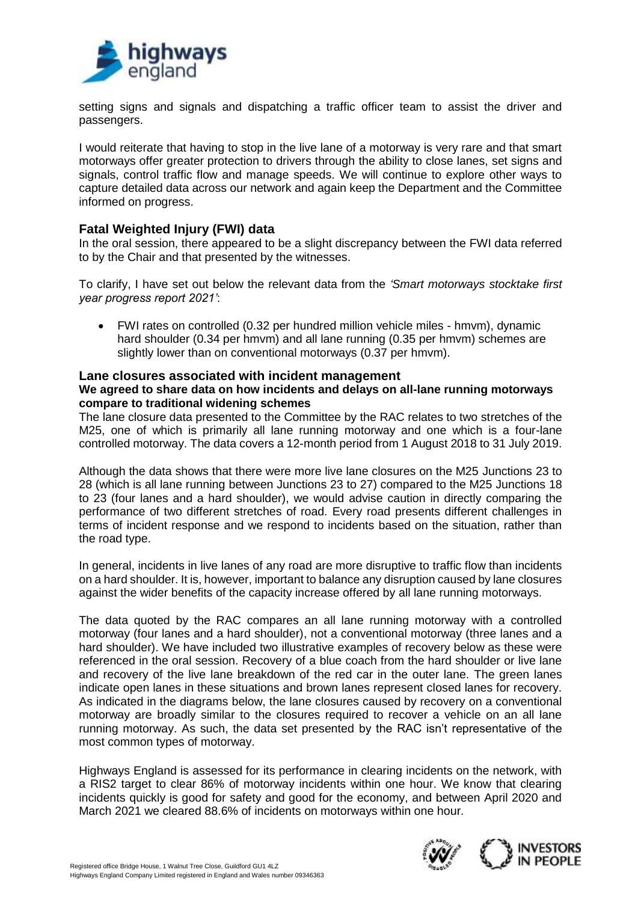setting signs and signals and dispatching a traffic officer team to assist the driver and passengers.

I would reiterate that having to stop in the live lane of a motorway is very rare and that smart motorways offer greater protection to drivers through the ability to close lanes, set signs and signals, control traffic flow and manage speeds. We will continue to explore other ways to capture detailed data across our network and again keep the Department and the Committee informed on progress.

## Fatal Weighted Injury (FWI) data

In the oral session, there appeared to be a slight discrepancy between the FWI data referred to by the Chair and that presented by the witnesses.

To clarify, I have set out below the relevant data from the *'Smart motorways stocktake first year progress report 2021'*:

- FWI rates on controlled (0.32 per hundred million vehicle miles - hmvm), dynamic hard shoulder (0.34 per hmvm) and all lane running (0.35 per hmvm) schemes are slightly lower than on conventional motorways (0.37 per hmvm).

## Lane closures associated with incident management

**We agreed to share data on how incidents and delays on all-lane running motorways compare to traditional widening schemes**

The lane closure data presented to the Committee by the RAC relates to two stretches of the M25, one of which is primarily all lane running motorway and one which is a four-lane controlled motorway. The data covers a 12-month period from 1 August 2018 to 31 July 2019.

Although the data shows that there were more live lane closures on the M25 Junctions 23 to 28 (which is all lane running between Junctions 23 to 27) compared to the M25 Junctions 18 to 23 (four lanes and a hard shoulder), we would advise caution in directly comparing the performance of two different stretches of road. Every road presents different challenges in terms of incident response and we respond to incidents based on the situation, rather than the road type.

In general, incidents in live lanes of any road are more disruptive to traffic flow than incidents on a hard shoulder. It is, however, important to balance any disruption caused by lane closures against the wider benefits of the capacity increase offered by all lane running motorways.

The data quoted by the RAC compares an all lane running motorway with a controlled motorway (four lanes and a hard shoulder), not a conventional motorway (three lanes and a hard shoulder). We have included two illustrative examples of recovery below as these were referenced in the oral session. Recovery of a blue coach from the hard shoulder or live lane and recovery of the live lane breakdown of the red car in the outer lane. The green lanes indicate open lanes in these situations and brown lanes represent closed lanes for recovery. As indicated in the diagrams below, the lane closures caused by recovery on a conventional motorway are broadly similar to the closures required to recover a vehicle on an all lane running motorway. As such, the data set presented by the RAC isn't representative of the most common types of motorway.

Highways England is assessed for its performance in clearing incidents on the network, with a RIS2 target to clear 86% of motorway incidents within one hour. We know that clearing incidents quickly is good for safety and good for the economy, and between April 2020 and March 2021 we cleared 88.6% of incidents on motorways within one hour.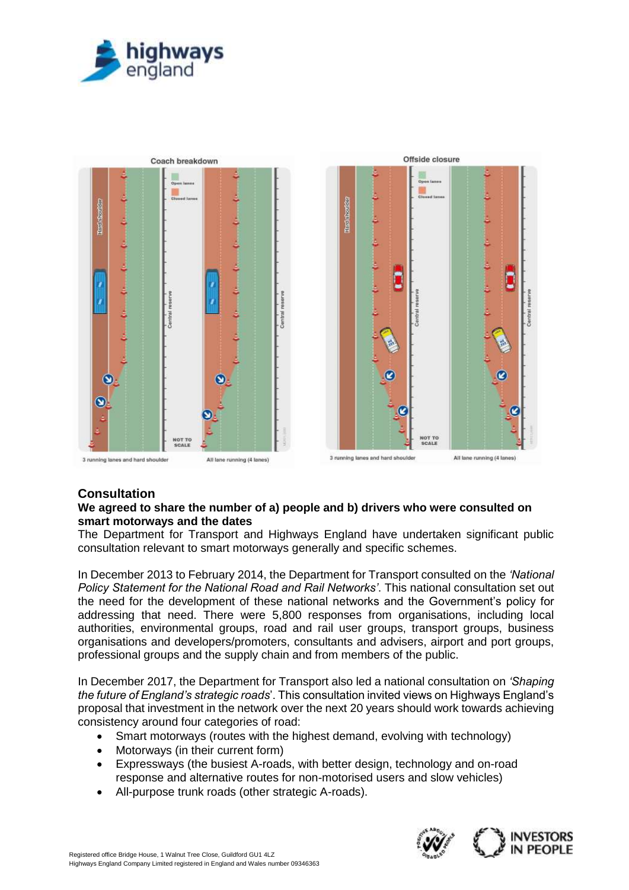## Consultation

**We agreed to share the number of a) people and b) drivers who were consulted on smart motorways and the dates**

The Department for Transport and Highways England have undertaken significant public consultation relevant to smart motorways generally and specific schemes.

In December 2013 to February 2014, the Department for Transport consulted on the *'National Policy Statement for the National Road and Rail Networks'*. This national consultation set out the need for the development of these national networks and the Government's policy for addressing that need. There were 5,800 responses from organisations, including local authorities, environmental groups, road and rail user groups, transport groups, business organisations and developers/promoters, consultants and advisers, airport and port groups, professional groups and the supply chain and from members of the public.

In December 2017, the Department for Transport also led a national consultation on *'Shaping the future of England's strategic roads'*. This consultation invited views on Highways England's proposal that investment in the network over the next 20 years should work towards achieving consistency around four categories of road:

- Smart motorways (routes with the highest demand, evolving with technology)
- Motorways (in their current form)
- Expressways (the busiest A-roads, with better design, technology and on-road response and alternative routes for non-motorised users and slow vehicles)
- All-purpose trunk roads (other strategic A-roads).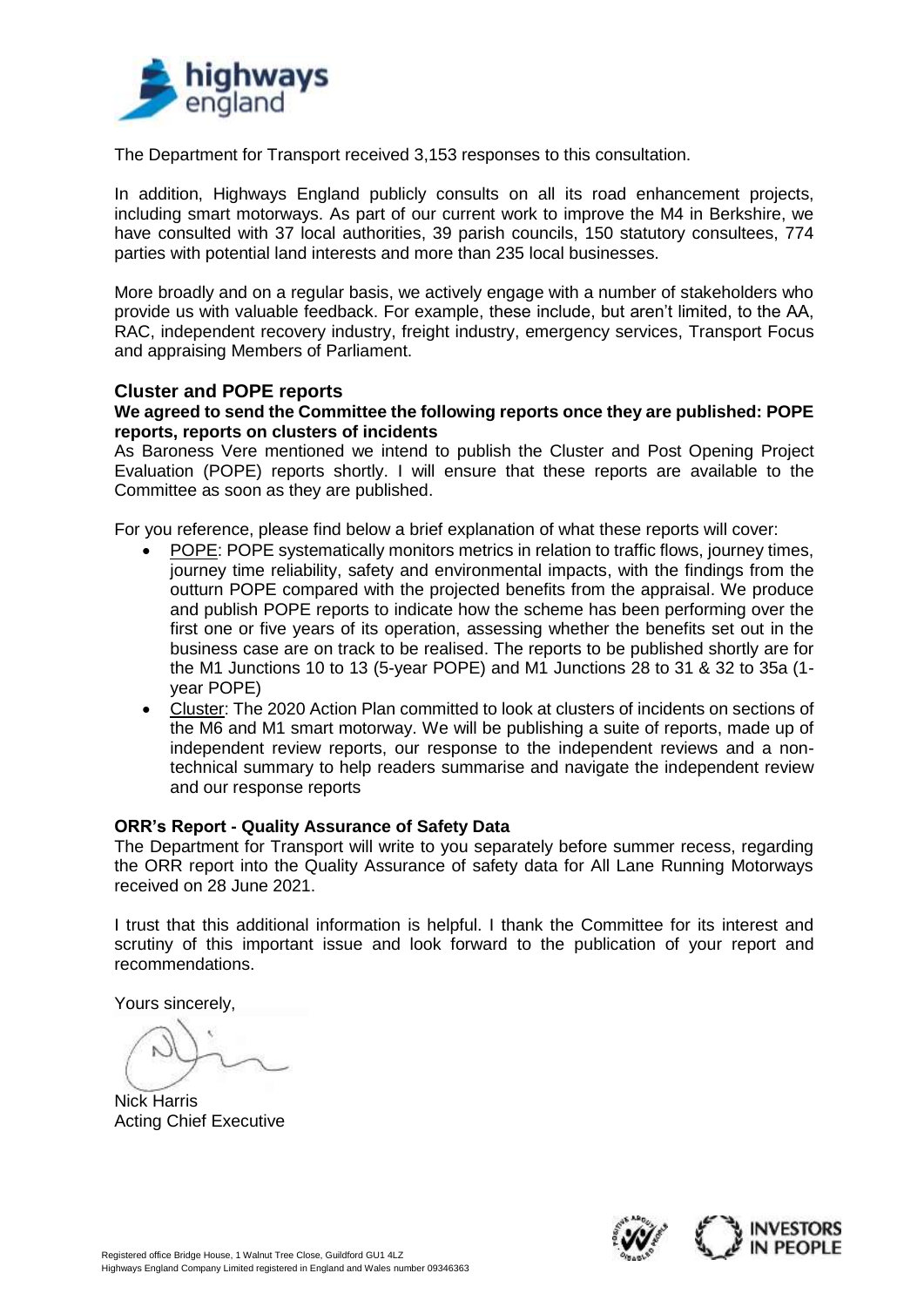The Department for Transport received 3,153 responses to this consultation.

In addition, Highways England publicly consults on all its road enhancement projects, including smart motorways. As part of our current work to improve the M4 in Berkshire, we have consulted with 37 local authorities, 39 parish councils, 150 statutory consultees, 774 parties with potential land interests and more than 235 local businesses.

More broadly and on a regular basis, we actively engage with a number of stakeholders who provide us with valuable feedback. For example, these include, but aren't limited, to the AA, RAC, independent recovery industry, freight industry, emergency services, Transport Focus and appraising Members of Parliament.

## Cluster and POPE reports

**We agreed to send the Committee the following reports once they are published: POPE reports, reports on clusters of incidents**

As Baroness Vere mentioned we intend to publish the Cluster and Post Opening Project Evaluation (POPE) reports shortly. I will ensure that these reports are available to the Committee as soon as they are published.

For you reference, please find below a brief explanation of what these reports will cover:

- POPE: POPE systematically monitors metrics in relation to traffic flows, journey times, journey time reliability, safety and environmental impacts, with the findings from the outturn POPE compared with the projected benefits from the appraisal. We produce and publish POPE reports to indicate how the scheme has been performing over the first one or five years of its operation, assessing whether the benefits set out in the business case are on track to be realised. The reports to be published shortly are for the M1 Junctions 10 to 13 (5-year POPE) and M1 Junctions 28 to 31 & 32 to 35a (1-year POPE)
- Cluster: The 2020 Action Plan committed to look at clusters of incidents on sections of the M6 and M1 smart motorway. We will be publishing a suite of reports, made up of independent review reports, our response to the independent reviews and a non-technical summary to help readers summarise and navigate the independent review and our response reports

**ORR's Report - Quality Assurance of Safety Data**

The Department for Transport will write to you separately before summer recess, regarding the ORR report into the Quality Assurance of safety data for All Lane Running Motorways received on 28 June 2021.

I trust that this additional information is helpful. I thank the Committee for its interest and scrutiny of this important issue and look forward to the publication of your report and recommendations.

Yours sincerely,

Nick Harris
Acting Chief Executive

Registered office Bridge House, 1 Walnut Tree Close, Guildford GU1 4LZ
Highways England Company Limited registered in England and Wales number 09346363